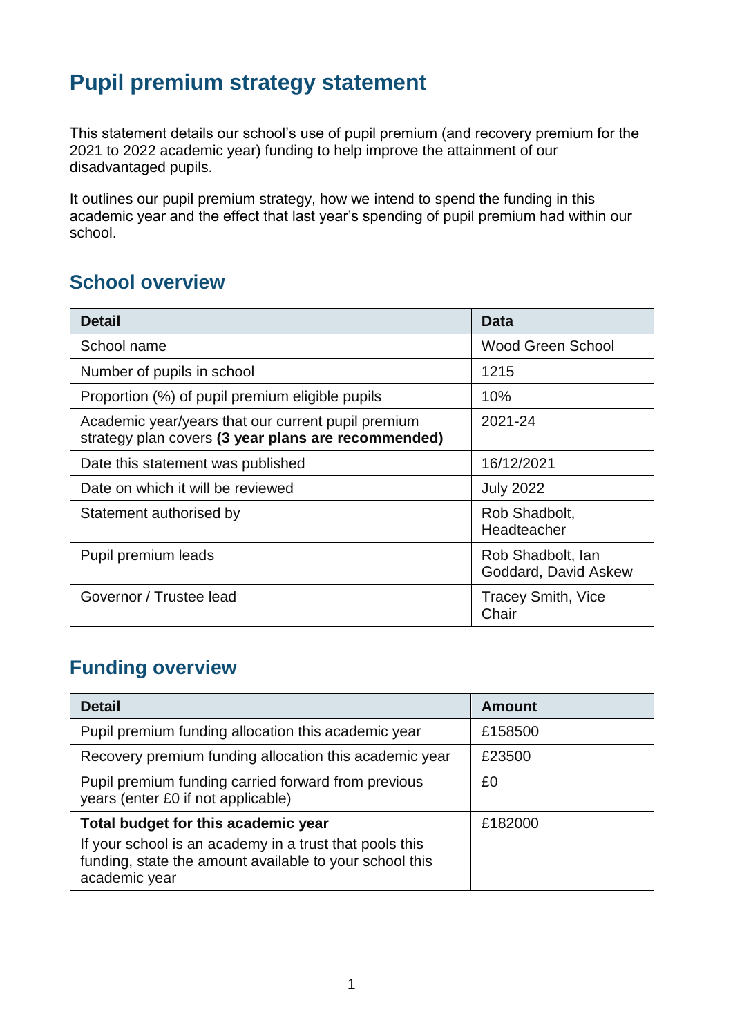# Pupil premium strategy statement

This statement details our school's use of pupil premium (and recovery premium for the 2021 to 2022 academic year) funding to help improve the attainment of our disadvantaged pupils.

It outlines our pupil premium strategy, how we intend to spend the funding in this academic year and the effect that last year's spending of pupil premium had within our school.

## School overview

| Detail | Data |
|---|---|
| School name | Wood Green School |
| Number of pupils in school | 1215 |
| Proportion (%) of pupil premium eligible pupils | 10% |
| Academic year/years that our current pupil premium strategy plan covers **(3 year plans are recommended)** | 2021-24 |
| Date this statement was published | 16/12/2021 |
| Date on which it will be reviewed | July 2022 |
| Statement authorised by | Rob Shadbolt, Headteacher |
| Pupil premium leads | Rob Shadbolt, Ian Goddard, David Askew |
| Governor / Trustee lead | Tracey Smith, Vice Chair |

## Funding overview

| Detail | Amount |
|---|---|
| Pupil premium funding allocation this academic year | £158500 |
| Recovery premium funding allocation this academic year | £23500 |
| Pupil premium funding carried forward from previous years (enter £0 if not applicable) | £0 |
| **Total budget for this academic year** If your school is an academy in a trust that pools this funding, state the amount available to your school this academic year | £182000 |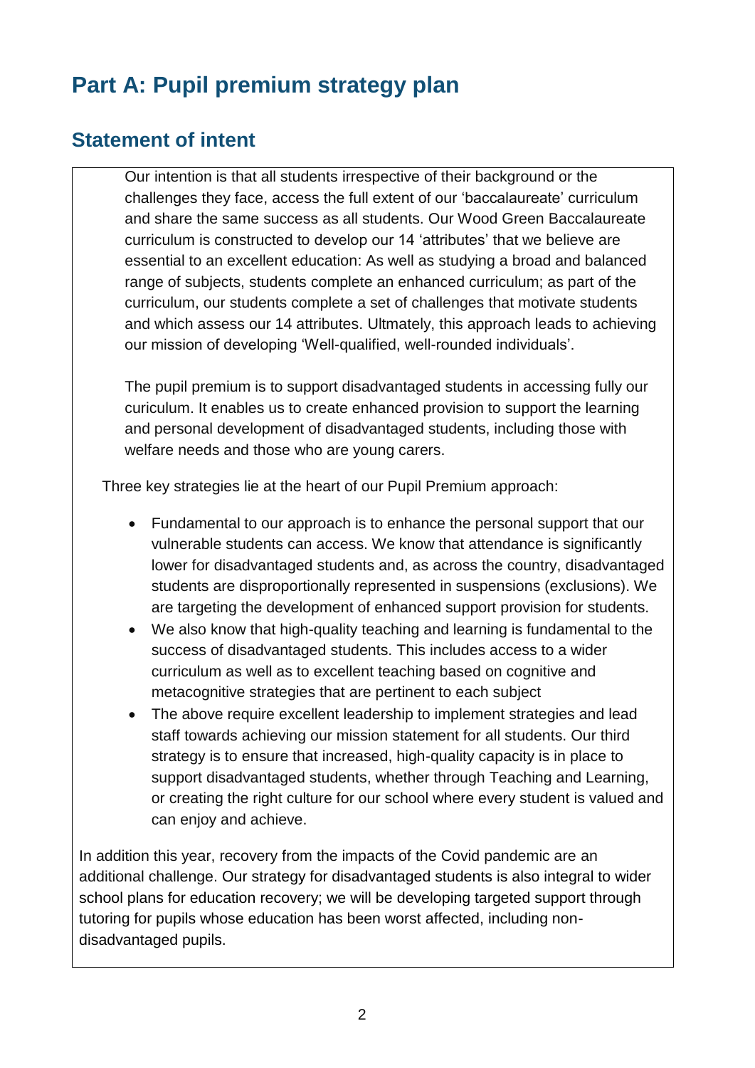# Part A: Pupil premium strategy plan

## Statement of intent

Our intention is that all students irrespective of their background or the challenges they face, access the full extent of our 'baccalaureate' curriculum and share the same success as all students. Our Wood Green Baccalaureate curriculum is constructed to develop our 14 'attributes' that we believe are essential to an excellent education: As well as studying a broad and balanced range of subjects, students complete an enhanced curriculum; as part of the curriculum, our students complete a set of challenges that motivate students and which assess our 14 attributes. Ultmately, this approach leads to achieving our mission of developing 'Well-qualified, well-rounded individuals'.

The pupil premium is to support disadvantaged students in accessing fully our curiculum. It enables us to create enhanced provision to support the learning and personal development of disadvantaged students, including those with welfare needs and those who are young carers.

Three key strategies lie at the heart of our Pupil Premium approach:

- Fundamental to our approach is to enhance the personal support that our vulnerable students can access. We know that attendance is significantly lower for disadvantaged students and, as across the country, disadvantaged students are disproportionally represented in suspensions (exclusions). We are targeting the development of enhanced support provision for students.
- We also know that high-quality teaching and learning is fundamental to the success of disadvantaged students. This includes access to a wider curriculum as well as to excellent teaching based on cognitive and metacognitive strategies that are pertinent to each subject
- The above require excellent leadership to implement strategies and lead staff towards achieving our mission statement for all students. Our third strategy is to ensure that increased, high-quality capacity is in place to support disadvantaged students, whether through Teaching and Learning, or creating the right culture for our school where every student is valued and can enjoy and achieve.

In addition this year, recovery from the impacts of the Covid pandemic are an additional challenge. Our strategy for disadvantaged students is also integral to wider school plans for education recovery; we will be developing targeted support through tutoring for pupils whose education has been worst affected, including non-disadvantaged pupils.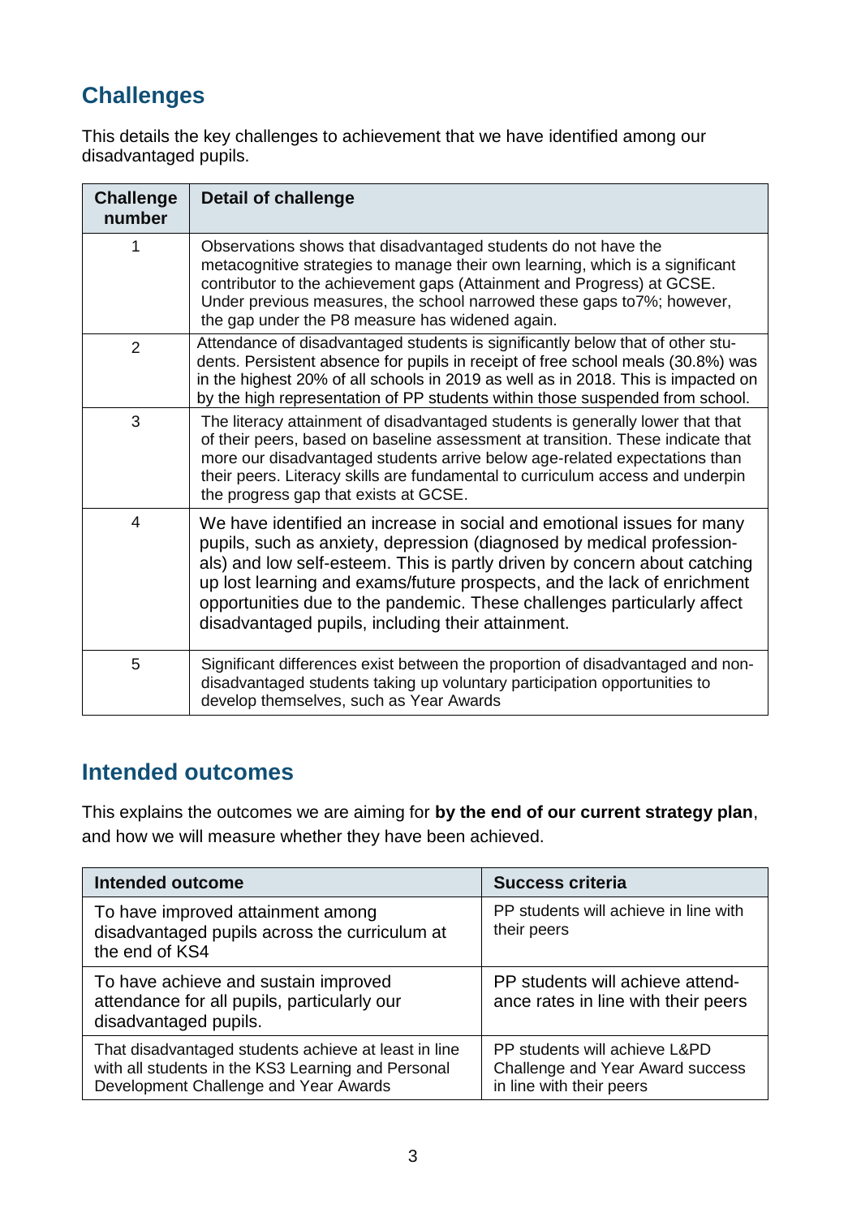## Challenges

This details the key challenges to achievement that we have identified among our disadvantaged pupils.

| Challenge number | Detail of challenge |
| --- | --- |
| 1 | Observations shows that disadvantaged students do not have the metacognitive strategies to manage their own learning, which is a significant contributor to the achievement gaps (Attainment and Progress) at GCSE. Under previous measures, the school narrowed these gaps to7%; however, the gap under the P8 measure has widened again. |
| 2 | Attendance of disadvantaged students is significantly below that of other students. Persistent absence for pupils in receipt of free school meals (30.8%) was in the highest 20% of all schools in 2019 as well as in 2018. This is impacted on by the high representation of PP students within those suspended from school. |
| 3 | The literacy attainment of disadvantaged students is generally lower that that of their peers, based on baseline assessment at transition. These indicate that more our disadvantaged students arrive below age-related expectations than their peers. Literacy skills are fundamental to curriculum access and underpin the progress gap that exists at GCSE. |
| 4 | We have identified an increase in social and emotional issues for many pupils, such as anxiety, depression (diagnosed by medical professionals) and low self-esteem. This is partly driven by concern about catching up lost learning and exams/future prospects, and the lack of enrichment opportunities due to the pandemic. These challenges particularly affect disadvantaged pupils, including their attainment. |
| 5 | Significant differences exist between the proportion of disadvantaged and non-disadvantaged students taking up voluntary participation opportunities to develop themselves, such as Year Awards |

## Intended outcomes

This explains the outcomes we are aiming for **by the end of our current strategy plan**, and how we will measure whether they have been achieved.

| Intended outcome | Success criteria |
| --- | --- |
| To have improved attainment among disadvantaged pupils across the curriculum at the end of KS4 | PP students will achieve in line with their peers |
| To have achieve and sustain improved attendance for all pupils, particularly our disadvantaged pupils. | PP students will achieve attendance rates in line with their peers |
| That disadvantaged students achieve at least in line with all students in the KS3 Learning and Personal Development Challenge and Year Awards | PP students will achieve L&PD Challenge and Year Award success in line with their peers |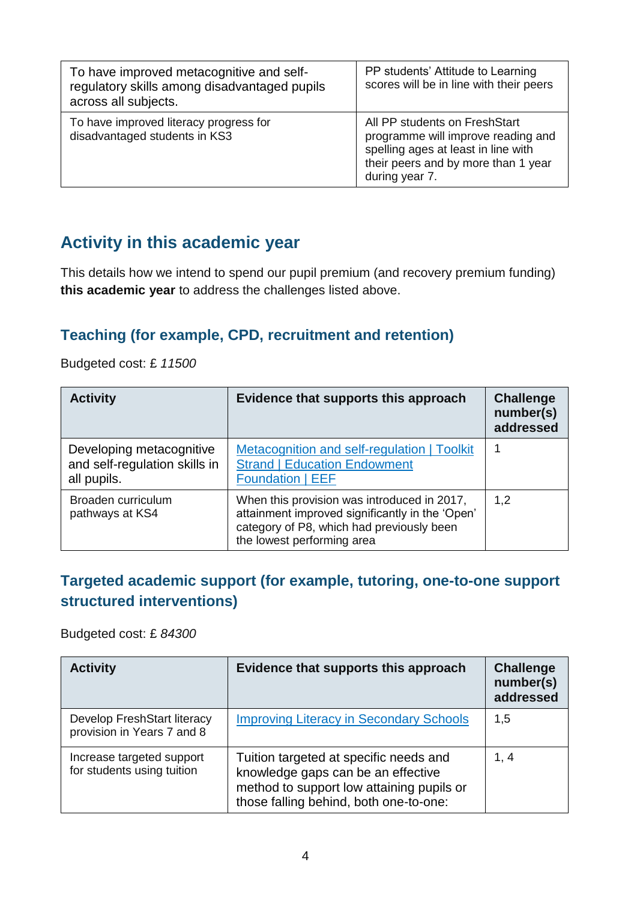| | |
|---|---|
| To have improved metacognitive and self-regulatory skills among disadvantaged pupils across all subjects. | PP students' Attitude to Learning scores will be in line with their peers |
| To have improved literacy progress for disadvantaged students in KS3 | All PP students on FreshStart programme will improve reading and spelling ages at least in line with their peers and by more than 1 year during year 7. |

## Activity in this academic year

This details how we intend to spend our pupil premium (and recovery premium funding) **this academic year** to address the challenges listed above.

### Teaching (for example, CPD, recruitment and retention)

Budgeted cost: £ *11500*

| Activity | Evidence that supports this approach | Challenge number(s) addressed |
|---|---|---|
| Developing metacognitive and self-regulation skills in all pupils. | [Metacognition and self-regulation \| Toolkit Strand \| Education Endowment Foundation \| EEF]() | 1 |
| Broaden curriculum pathways at KS4 | When this provision was introduced in 2017, attainment improved significantly in the 'Open' category of P8, which had previously been the lowest performing area | 1,2 |

### Targeted academic support (for example, tutoring, one-to-one support structured interventions)

Budgeted cost: £ *84300*

| Activity | Evidence that supports this approach | Challenge number(s) addressed |
|---|---|---|
| Develop FreshStart literacy provision in Years 7 and 8 | [Improving Literacy in Secondary Schools]() | 1,5 |
| Increase targeted support for students using tuition | Tuition targeted at specific needs and knowledge gaps can be an effective method to support low attaining pupils or those falling behind, both one-to-one: | 1, 4 |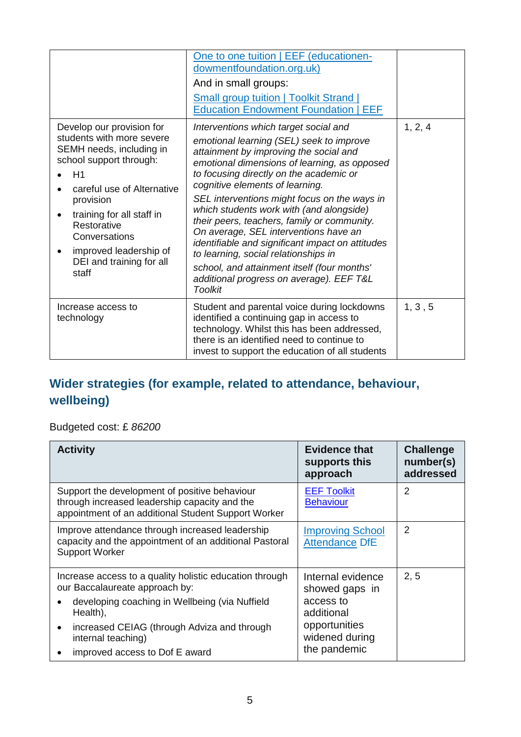| | | |
|---|---|---|
| | [One to one tuition \| EEF (educationendowmentfoundation.org.uk)](#) And in small groups: [Small group tuition \| Toolkit Strand \| Education Endowment Foundation \| EEF](#) | |
| Develop our provision for students with more severe SEMH needs, including in school support through: <ul><li>H1</li><li>careful use of Alternative provision</li><li>training for all staff in Restorative Conversations</li><li>improved leadership of DEI and training for all staff</li></ul> | *Interventions which target social and emotional learning (SEL) seek to improve attainment by improving the social and emotional dimensions of learning, as opposed to focusing directly on the academic or cognitive elements of learning.* *SEL interventions might focus on the ways in which students work with (and alongside) their peers, teachers, family or community. On average, SEL interventions have an identifiable and significant impact on attitudes to learning, social relationships in* *school, and attainment itself (four months' additional progress on average). EEF T&L Toolkit* | 1, 2, 4 |
| Increase access to technology | Student and parental voice during lockdowns identified a continuing gap in access to technology. Whilst this has been addressed, there is an identified need to continue to invest to support the education of all students | 1, 3 , 5 |

## Wider strategies (for example, related to attendance, behaviour, wellbeing)

Budgeted cost: £ *86200*

| Activity | Evidence that supports this approach | Challenge number(s) addressed |
|---|---|---|
| Support the development of positive behaviour through increased leadership capacity and the appointment of an additional Student Support Worker | [EEF Toolkit Behaviour](#) | 2 |
| Improve attendance through increased leadership capacity and the appointment of an additional Pastoral Support Worker | [Improving School Attendance](#) DfE | 2 |
| Increase access to a quality holistic education through our Baccalaureate approach by: <ul><li>developing coaching in Wellbeing (via Nuffield Health),</li><li>increased CEIAG (through Adviza and through internal teaching)</li><li>improved access to Dof E award</li></ul> | Internal evidence showed gaps in access to additional opportunities widened during the pandemic | 2, 5 |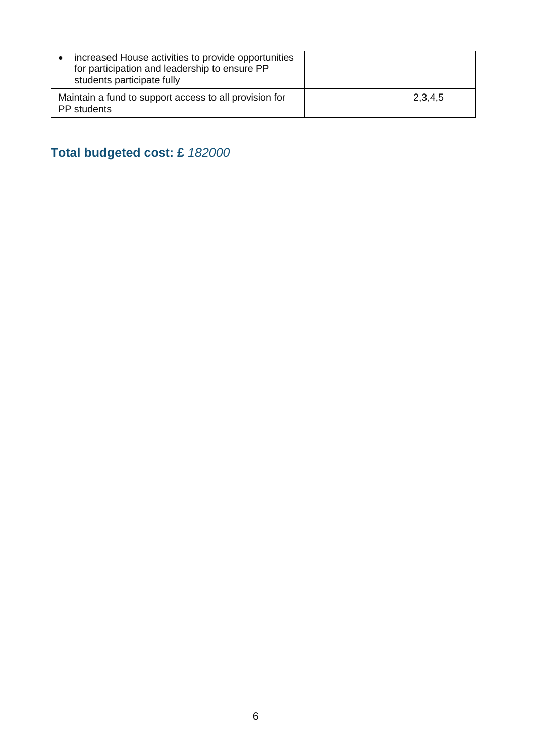| | | |
|---|---|---|
| • increased House activities to provide opportunities for participation and leadership to ensure PP students participate fully | | |
| Maintain a fund to support access to all provision for PP students | | 2,3,4,5 |

## Total budgeted cost: £ *182000*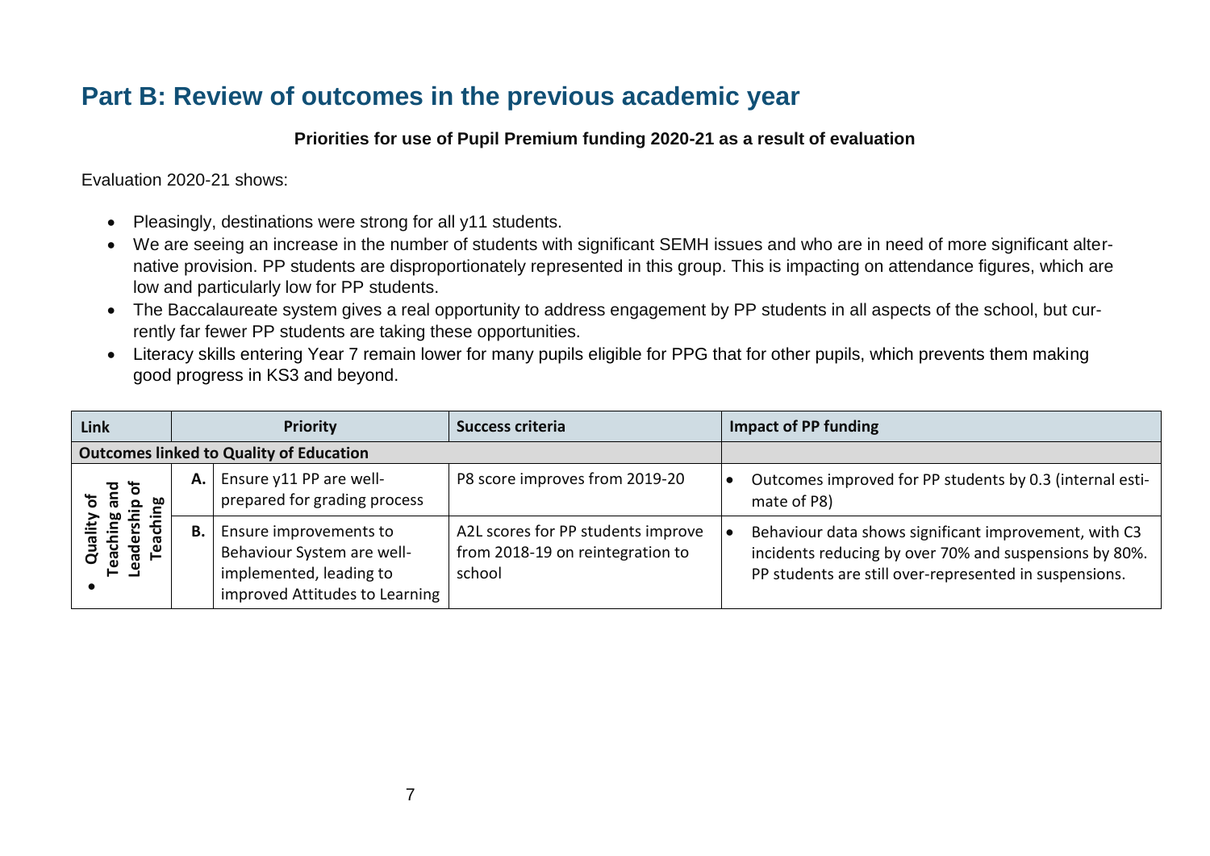## Part B: Review of outcomes in the previous academic year

**Priorities for use of Pupil Premium funding 2020-21 as a result of evaluation**

Evaluation 2020-21 shows:

- Pleasingly, destinations were strong for all y11 students.
- We are seeing an increase in the number of students with significant SEMH issues and who are in need of more significant alternative provision. PP students are disproportionately represented in this group. This is impacting on attendance figures, which are low and particularly low for PP students.
- The Baccalaureate system gives a real opportunity to address engagement by PP students in all aspects of the school, but currently far fewer PP students are taking these opportunities.
- Literacy skills entering Year 7 remain lower for many pupils eligible for PPG that for other pupils, which prevents them making good progress in KS3 and beyond.

| Link | | Priority | Success criteria | Impact of PP funding |
|---|---|---|---|---|
| **Outcomes linked to Quality of Education** | | | | |
| • Quality of Teaching and Leadership of Teaching | **A.** | Ensure y11 PP are well-prepared for grading process | P8 score improves from 2019-20 | • Outcomes improved for PP students by 0.3 (internal estimate of P8) |
| | **B.** | Ensure improvements to Behaviour System are well-implemented, leading to improved Attitudes to Learning | A2L scores for PP students improve from 2018-19 on reintegration to school | • Behaviour data shows significant improvement, with C3 incidents reducing by over 70% and suspensions by 80%. PP students are still over-represented in suspensions. |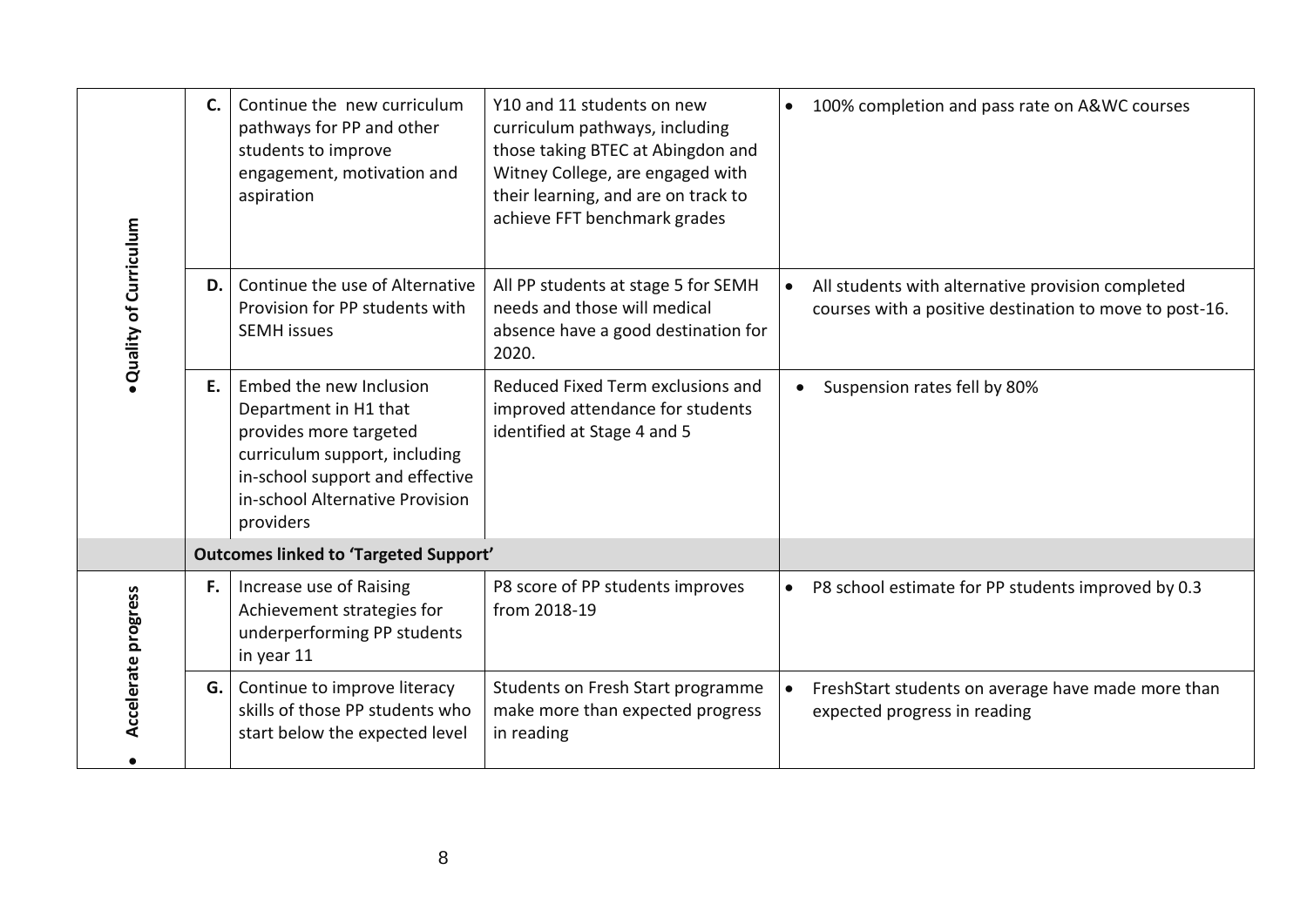| | | | | |
|---|---|---|---|---|
| Quality of Curriculum | C. | Continue the new curriculum pathways for PP and other students to improve engagement, motivation and aspiration | Y10 and 11 students on new curriculum pathways, including those taking BTEC at Abingdon and Witney College, are engaged with their learning, and are on track to achieve FFT benchmark grades | • 100% completion and pass rate on A&WC courses |
| | D. | Continue the use of Alternative Provision for PP students with SEMH issues | All PP students at stage 5 for SEMH needs and those will medical absence have a good destination for 2020. | • All students with alternative provision completed courses with a positive destination to move to post-16. |
| | E. | Embed the new Inclusion Department in H1 that provides more targeted curriculum support, including in-school support and effective in-school Alternative Provision providers | Reduced Fixed Term exclusions and improved attendance for students identified at Stage 4 and 5 | • Suspension rates fell by 80% |
| | **Outcomes linked to 'Targeted Support'** | | | |
| Accelerate progress | F. | Increase use of Raising Achievement strategies for underperforming PP students in year 11 | P8 score of PP students improves from 2018-19 | • P8 school estimate for PP students improved by 0.3 |
| | G. | Continue to improve literacy skills of those PP students who start below the expected level | Students on Fresh Start programme make more than expected progress in reading | • FreshStart students on average have made more than expected progress in reading |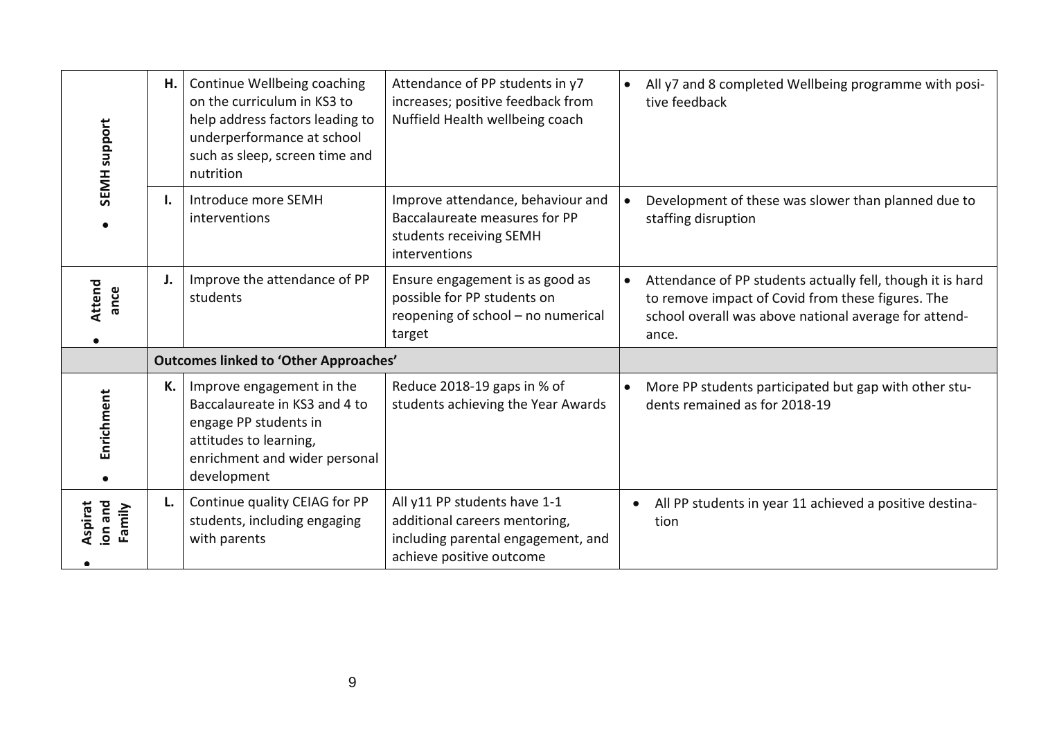| | | | | |
|---|---|---|---|---|
| SEMH support | H. | Continue Wellbeing coaching on the curriculum in KS3 to help address factors leading to underperformance at school such as sleep, screen time and nutrition | Attendance of PP students in y7 increases; positive feedback from Nuffield Health wellbeing coach | All y7 and 8 completed Wellbeing programme with positive feedback |
| | I. | Introduce more SEMH interventions | Improve attendance, behaviour and Baccalaureate measures for PP students receiving SEMH interventions | Development of these was slower than planned due to staffing disruption |
| Attendance | J. | Improve the attendance of PP students | Ensure engagement is as good as possible for PP students on reopening of school – no numerical target | Attendance of PP students actually fell, though it is hard to remove impact of Covid from these figures. The school overall was above national average for attendance. |
| | **Outcomes linked to 'Other Approaches'** | | | |
| Enrichment | K. | Improve engagement in the Baccalaureate in KS3 and 4 to engage PP students in attitudes to learning, enrichment and wider personal development | Reduce 2018-19 gaps in % of students achieving the Year Awards | More PP students participated but gap with other students remained as for 2018-19 |
| Aspiration and Family | L. | Continue quality CEIAG for PP students, including engaging with parents | All y11 PP students have 1-1 additional careers mentoring, including parental engagement, and achieve positive outcome | All PP students in year 11 achieved a positive destination |